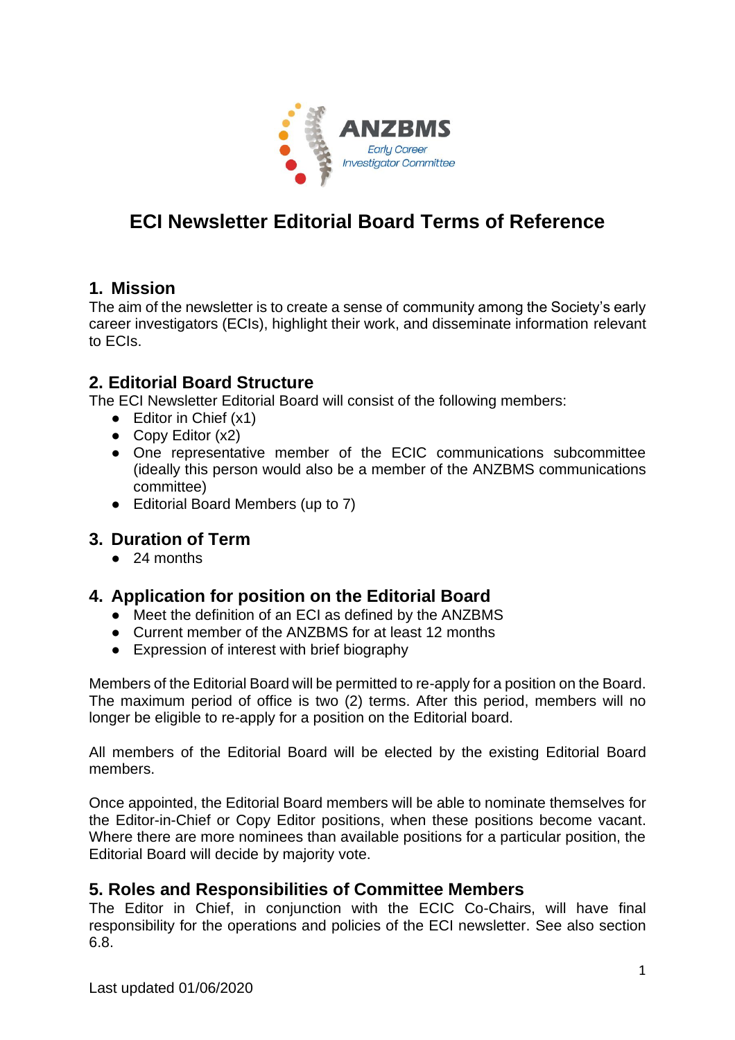ANZBMS

*Early Career Investigator Committee*

# ECI Newsletter Editorial Board Terms of Reference

## 1. Mission

The aim of the newsletter is to create a sense of community among the Society's early career investigators (ECIs), highlight their work, and disseminate information relevant to ECIs.

## 2. Editorial Board Structure

The ECI Newsletter Editorial Board will consist of the following members:

- Editor in Chief (x1)
- Copy Editor (x2)
- One representative member of the ECIC communications subcommittee (ideally this person would also be a member of the ANZBMS communications committee)
- Editorial Board Members (up to 7)

## 3. Duration of Term

- 24 months

## 4. Application for position on the Editorial Board

- Meet the definition of an ECI as defined by the ANZBMS
- Current member of the ANZBMS for at least 12 months
- Expression of interest with brief biography

Members of the Editorial Board will be permitted to re-apply for a position on the Board. The maximum period of office is two (2) terms. After this period, members will no longer be eligible to re-apply for a position on the Editorial board.

All members of the Editorial Board will be elected by the existing Editorial Board members.

Once appointed, the Editorial Board members will be able to nominate themselves for the Editor-in-Chief or Copy Editor positions, when these positions become vacant. Where there are more nominees than available positions for a particular position, the Editorial Board will decide by majority vote.

## 5. Roles and Responsibilities of Committee Members

The Editor in Chief, in conjunction with the ECIC Co-Chairs, will have final responsibility for the operations and policies of the ECI newsletter. See also section 6.8.

Last updated 01/06/2020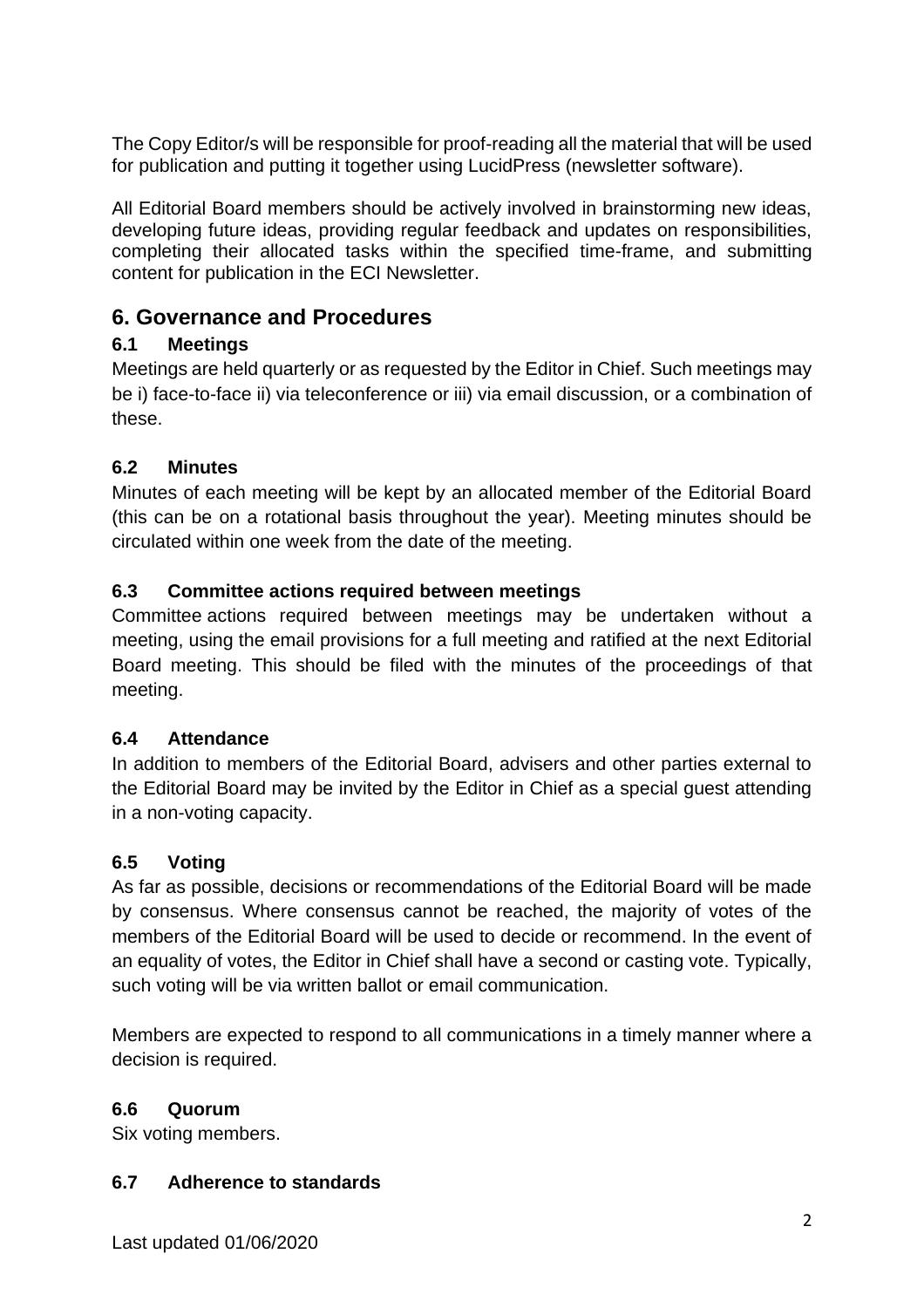The Copy Editor/s will be responsible for proof-reading all the material that will be used for publication and putting it together using LucidPress (newsletter software).

All Editorial Board members should be actively involved in brainstorming new ideas, developing future ideas, providing regular feedback and updates on responsibilities, completing their allocated tasks within the specified time-frame, and submitting content for publication in the ECI Newsletter.

## 6. Governance and Procedures

### 6.1 Meetings

Meetings are held quarterly or as requested by the Editor in Chief. Such meetings may be i) face-to-face ii) via teleconference or iii) via email discussion, or a combination of these.

### 6.2 Minutes

Minutes of each meeting will be kept by an allocated member of the Editorial Board (this can be on a rotational basis throughout the year). Meeting minutes should be circulated within one week from the date of the meeting.

### 6.3 Committee actions required between meetings

Committee actions required between meetings may be undertaken without a meeting, using the email provisions for a full meeting and ratified at the next Editorial Board meeting. This should be filed with the minutes of the proceedings of that meeting.

### 6.4 Attendance

In addition to members of the Editorial Board, advisers and other parties external to the Editorial Board may be invited by the Editor in Chief as a special guest attending in a non-voting capacity.

### 6.5 Voting

As far as possible, decisions or recommendations of the Editorial Board will be made by consensus. Where consensus cannot be reached, the majority of votes of the members of the Editorial Board will be used to decide or recommend. In the event of an equality of votes, the Editor in Chief shall have a second or casting vote. Typically, such voting will be via written ballot or email communication.

Members are expected to respond to all communications in a timely manner where a decision is required.

### 6.6 Quorum

Six voting members.

### 6.7 Adherence to standards

Last updated 01/06/2020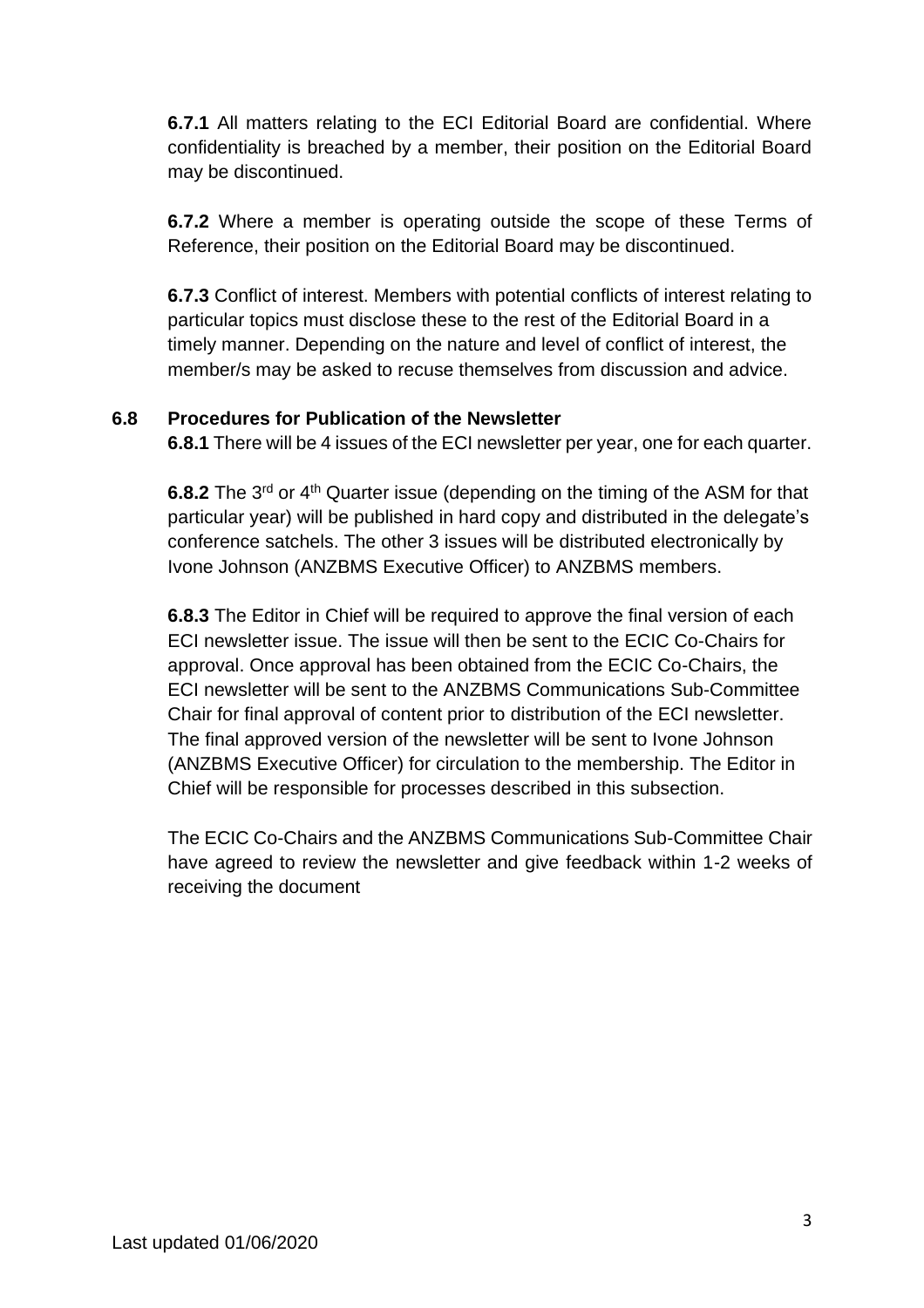**6.7.1** All matters relating to the ECI Editorial Board are confidential. Where confidentiality is breached by a member, their position on the Editorial Board may be discontinued.

**6.7.2** Where a member is operating outside the scope of these Terms of Reference, their position on the Editorial Board may be discontinued.

**6.7.3** Conflict of interest. Members with potential conflicts of interest relating to particular topics must disclose these to the rest of the Editorial Board in a timely manner. Depending on the nature and level of conflict of interest, the member/s may be asked to recuse themselves from discussion and advice.

### 6.8 Procedures for Publication of the Newsletter

**6.8.1** There will be 4 issues of the ECI newsletter per year, one for each quarter.

**6.8.2** The 3rd or 4th Quarter issue (depending on the timing of the ASM for that particular year) will be published in hard copy and distributed in the delegate's conference satchels. The other 3 issues will be distributed electronically by Ivone Johnson (ANZBMS Executive Officer) to ANZBMS members.

**6.8.3** The Editor in Chief will be required to approve the final version of each ECI newsletter issue. The issue will then be sent to the ECIC Co-Chairs for approval. Once approval has been obtained from the ECIC Co-Chairs, the ECI newsletter will be sent to the ANZBMS Communications Sub-Committee Chair for final approval of content prior to distribution of the ECI newsletter. The final approved version of the newsletter will be sent to Ivone Johnson (ANZBMS Executive Officer) for circulation to the membership. The Editor in Chief will be responsible for processes described in this subsection.

The ECIC Co-Chairs and the ANZBMS Communications Sub-Committee Chair have agreed to review the newsletter and give feedback within 1-2 weeks of receiving the document

Last updated 01/06/2020